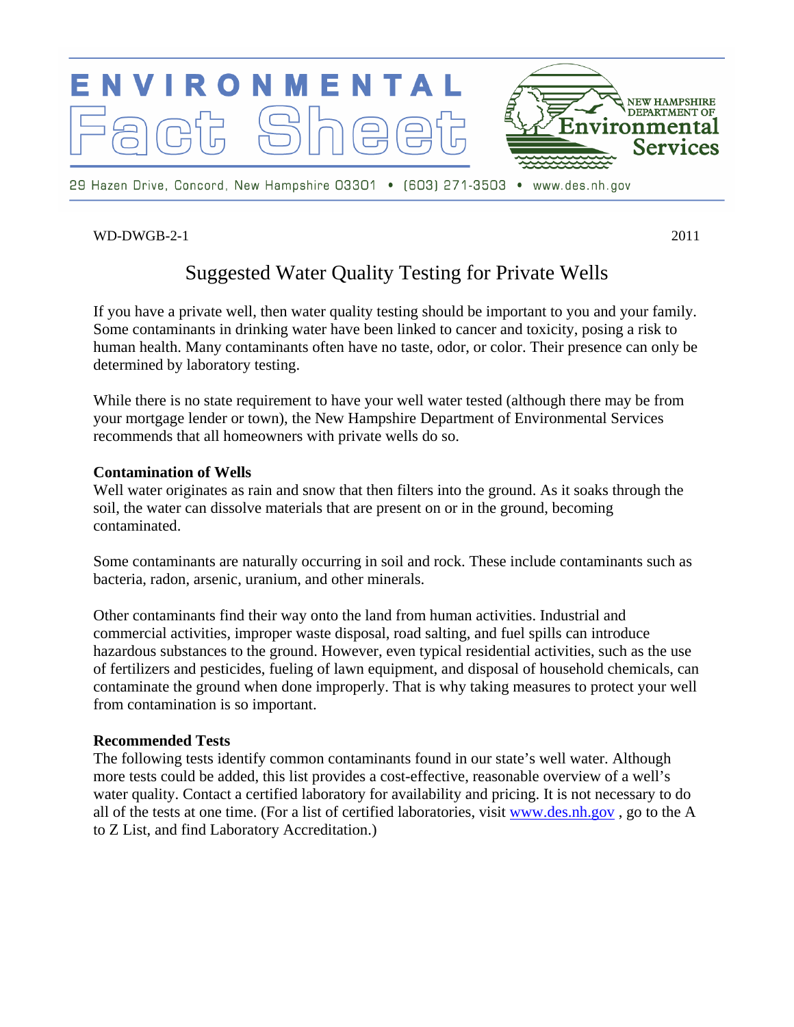# ENVIRONMENTAL Fact Sheet

NEW HAMPSHIRE DEPARTMENT OF Environmental Services

29 Hazen Drive, Concord, New Hampshire 03301 • (603) 271-3503 • www.des.nh.gov

WD-DWGB-2-1 2011

## Suggested Water Quality Testing for Private Wells

If you have a private well, then water quality testing should be important to you and your family. Some contaminants in drinking water have been linked to cancer and toxicity, posing a risk to human health. Many contaminants often have no taste, odor, or color. Their presence can only be determined by laboratory testing.

While there is no state requirement to have your well water tested (although there may be from your mortgage lender or town), the New Hampshire Department of Environmental Services recommends that all homeowners with private wells do so.

**Contamination of Wells**

Well water originates as rain and snow that then filters into the ground. As it soaks through the soil, the water can dissolve materials that are present on or in the ground, becoming contaminated.

Some contaminants are naturally occurring in soil and rock. These include contaminants such as bacteria, radon, arsenic, uranium, and other minerals.

Other contaminants find their way onto the land from human activities. Industrial and commercial activities, improper waste disposal, road salting, and fuel spills can introduce hazardous substances to the ground. However, even typical residential activities, such as the use of fertilizers and pesticides, fueling of lawn equipment, and disposal of household chemicals, can contaminate the ground when done improperly. That is why taking measures to protect your well from contamination is so important.

**Recommended Tests**

The following tests identify common contaminants found in our state's well water. Although more tests could be added, this list provides a cost-effective, reasonable overview of a well's water quality. Contact a certified laboratory for availability and pricing. It is not necessary to do all of the tests at one time. (For a list of certified laboratories, visit www.des.nh.gov , go to the A to Z List, and find Laboratory Accreditation.)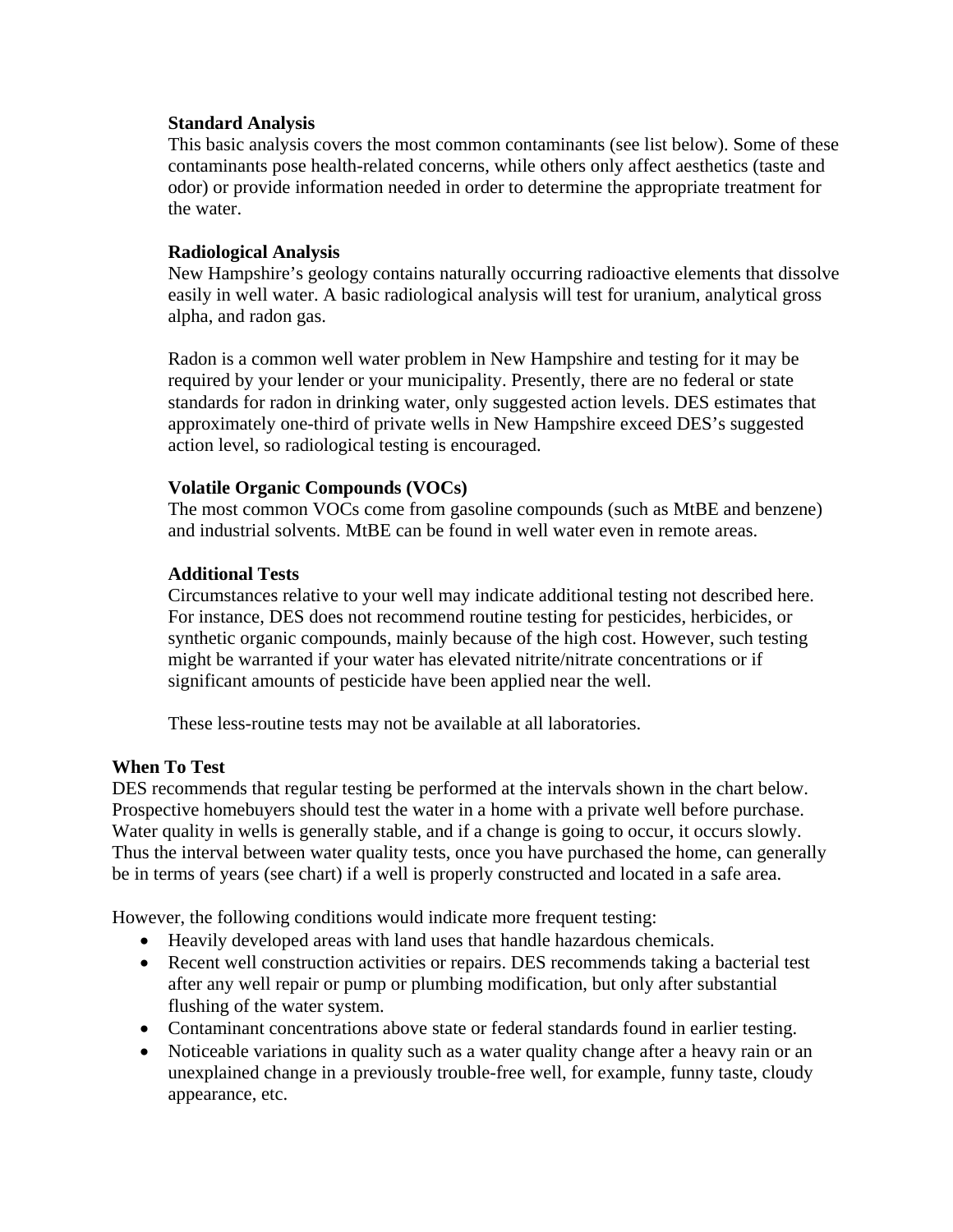**Standard Analysis**

This basic analysis covers the most common contaminants (see list below). Some of these contaminants pose health-related concerns, while others only affect aesthetics (taste and odor) or provide information needed in order to determine the appropriate treatment for the water.

**Radiological Analysis**

New Hampshire's geology contains naturally occurring radioactive elements that dissolve easily in well water. A basic radiological analysis will test for uranium, analytical gross alpha, and radon gas.

Radon is a common well water problem in New Hampshire and testing for it may be required by your lender or your municipality. Presently, there are no federal or state standards for radon in drinking water, only suggested action levels. DES estimates that approximately one-third of private wells in New Hampshire exceed DES's suggested action level, so radiological testing is encouraged.

**Volatile Organic Compounds (VOCs)**

The most common VOCs come from gasoline compounds (such as MtBE and benzene) and industrial solvents. MtBE can be found in well water even in remote areas.

**Additional Tests**

Circumstances relative to your well may indicate additional testing not described here. For instance, DES does not recommend routine testing for pesticides, herbicides, or synthetic organic compounds, mainly because of the high cost. However, such testing might be warranted if your water has elevated nitrite/nitrate concentrations or if significant amounts of pesticide have been applied near the well.

These less-routine tests may not be available at all laboratories.

## When To Test

DES recommends that regular testing be performed at the intervals shown in the chart below. Prospective homebuyers should test the water in a home with a private well before purchase. Water quality in wells is generally stable, and if a change is going to occur, it occurs slowly. Thus the interval between water quality tests, once you have purchased the home, can generally be in terms of years (see chart) if a well is properly constructed and located in a safe area.

However, the following conditions would indicate more frequent testing:

- Heavily developed areas with land uses that handle hazardous chemicals.
- Recent well construction activities or repairs. DES recommends taking a bacterial test after any well repair or pump or plumbing modification, but only after substantial flushing of the water system.
- Contaminant concentrations above state or federal standards found in earlier testing.
- Noticeable variations in quality such as a water quality change after a heavy rain or an unexplained change in a previously trouble-free well, for example, funny taste, cloudy appearance, etc.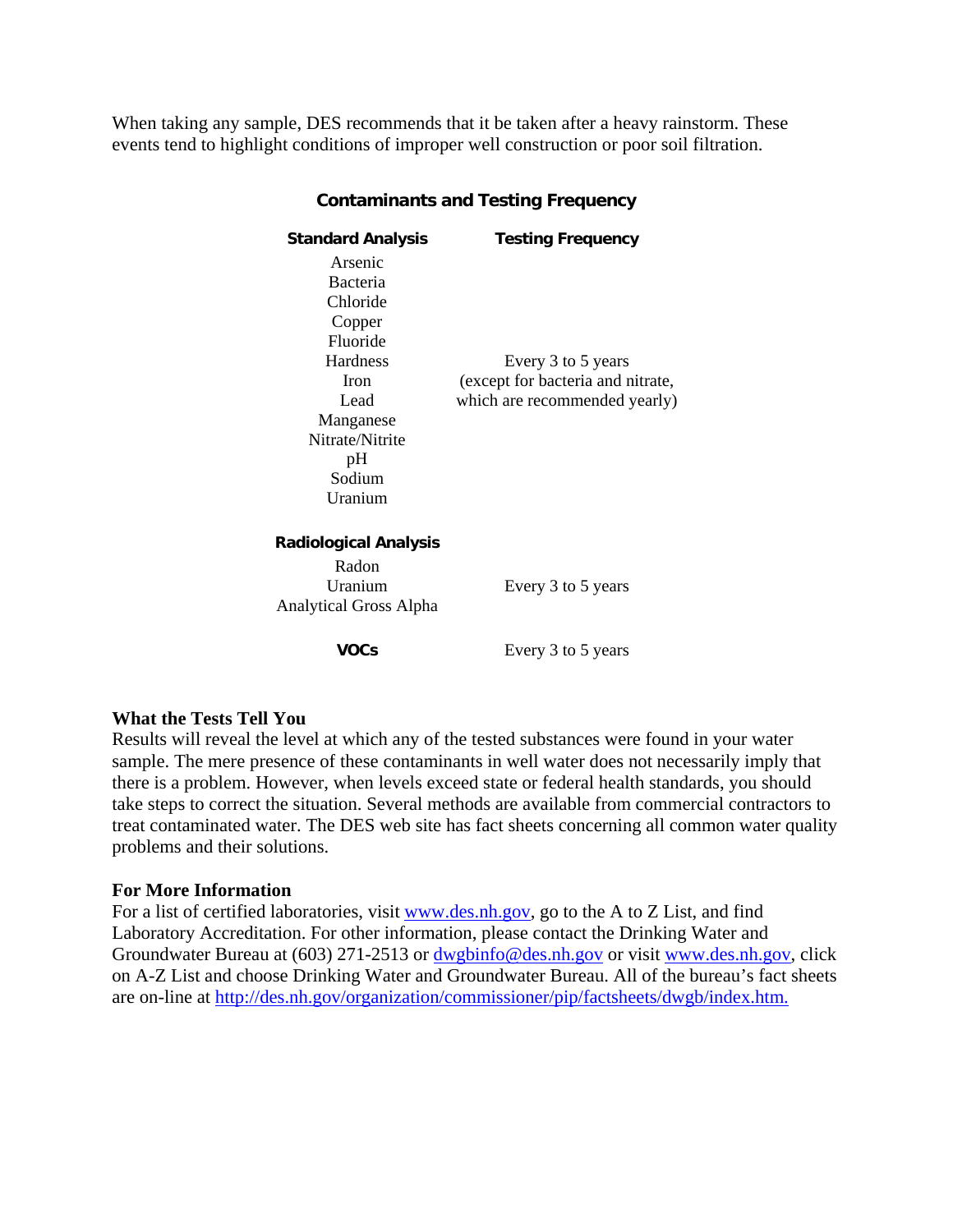When taking any sample, DES recommends that it be taken after a heavy rainstorm. These events tend to highlight conditions of improper well construction or poor soil filtration.

### Contaminants and Testing Frequency

| Standard Analysis | Testing Frequency |
|---|---|
| Arsenic<br>Bacteria<br>Chloride<br>Copper<br>Fluoride<br>Hardness<br>Iron<br>Lead<br>Manganese<br>Nitrate/Nitrite<br>pH<br>Sodium<br>Uranium | Every 3 to 5 years (except for bacteria and nitrate, which are recommended yearly) |
| **Radiological Analysis** | |
| Radon<br>Uranium<br>Analytical Gross Alpha | Every 3 to 5 years |
| **VOCs** | Every 3 to 5 years |

**What the Tests Tell You**

Results will reveal the level at which any of the tested substances were found in your water sample. The mere presence of these contaminants in well water does not necessarily imply that there is a problem. However, when levels exceed state or federal health standards, you should take steps to correct the situation. Several methods are available from commercial contractors to treat contaminated water. The DES web site has fact sheets concerning all common water quality problems and their solutions.

**For More Information**

For a list of certified laboratories, visit www.des.nh.gov, go to the A to Z List, and find Laboratory Accreditation. For other information, please contact the Drinking Water and Groundwater Bureau at (603) 271-2513 or dwgbinfo@des.nh.gov or visit www.des.nh.gov, click on A-Z List and choose Drinking Water and Groundwater Bureau. All of the bureau's fact sheets are on-line at http://des.nh.gov/organization/commissioner/pip/factsheets/dwgb/index.htm.